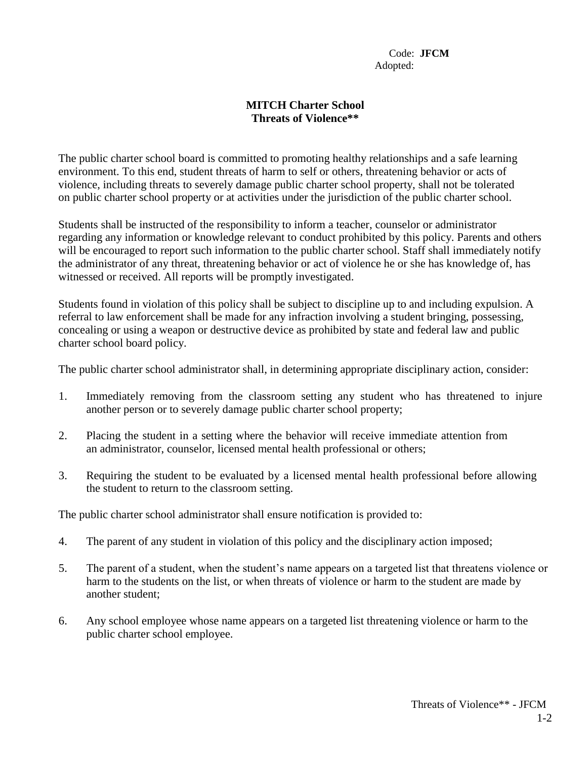Code: **JFCM**
Adopted:

# MITCH Charter School
## Threats of Violence**

The public charter school board is committed to promoting healthy relationships and a safe learning environment. To this end, student threats of harm to self or others, threatening behavior or acts of violence, including threats to severely damage public charter school property, shall not be tolerated on public charter school property or at activities under the jurisdiction of the public charter school.

Students shall be instructed of the responsibility to inform a teacher, counselor or administrator regarding any information or knowledge relevant to conduct prohibited by this policy. Parents and others will be encouraged to report such information to the public charter school. Staff shall immediately notify the administrator of any threat, threatening behavior or act of violence he or she has knowledge of, has witnessed or received. All reports will be promptly investigated.

Students found in violation of this policy shall be subject to discipline up to and including expulsion. A referral to law enforcement shall be made for any infraction involving a student bringing, possessing, concealing or using a weapon or destructive device as prohibited by state and federal law and public charter school board policy.

The public charter school administrator shall, in determining appropriate disciplinary action, consider:

1. Immediately removing from the classroom setting any student who has threatened to injure another person or to severely damage public charter school property;

2. Placing the student in a setting where the behavior will receive immediate attention from an administrator, counselor, licensed mental health professional or others;

3. Requiring the student to be evaluated by a licensed mental health professional before allowing the student to return to the classroom setting.

The public charter school administrator shall ensure notification is provided to:

4. The parent of any student in violation of this policy and the disciplinary action imposed;

5. The parent of a student, when the student's name appears on a targeted list that threatens violence or harm to the students on the list, or when threats of violence or harm to the student are made by another student;

6. Any school employee whose name appears on a targeted list threatening violence or harm to the public charter school employee.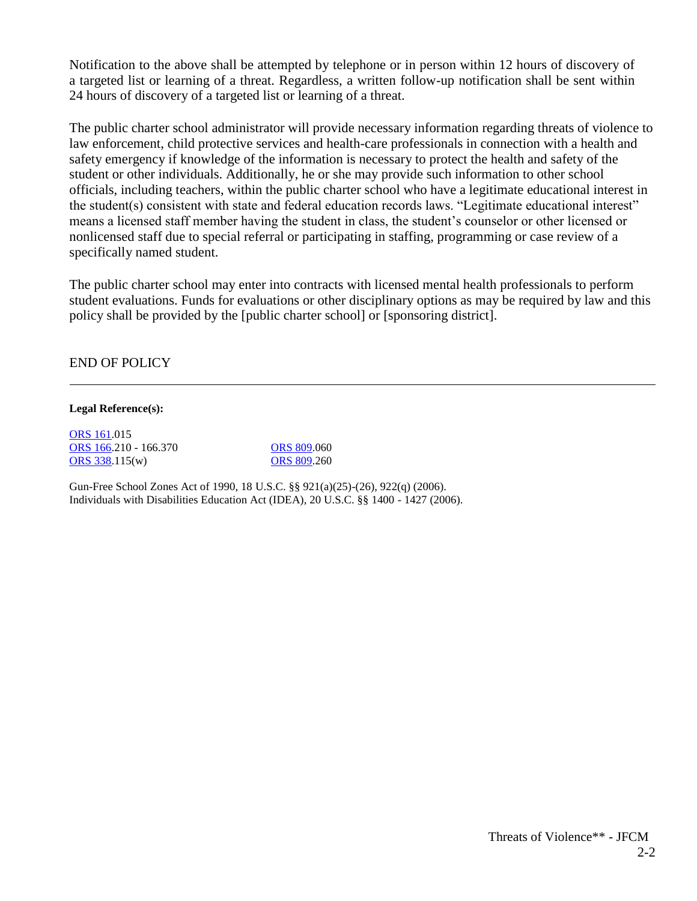Notification to the above shall be attempted by telephone or in person within 12 hours of discovery of a targeted list or learning of a threat. Regardless, a written follow-up notification shall be sent within 24 hours of discovery of a targeted list or learning of a threat.

The public charter school administrator will provide necessary information regarding threats of violence to law enforcement, child protective services and health-care professionals in connection with a health and safety emergency if knowledge of the information is necessary to protect the health and safety of the student or other individuals. Additionally, he or she may provide such information to other school officials, including teachers, within the public charter school who have a legitimate educational interest in the student(s) consistent with state and federal education records laws. "Legitimate educational interest" means a licensed staff member having the student in class, the student's counselor or other licensed or nonlicensed staff due to special referral or participating in staffing, programming or case review of a specifically named student.

The public charter school may enter into contracts with licensed mental health professionals to perform student evaluations. Funds for evaluations or other disciplinary options as may be required by law and this policy shall be provided by the [public charter school] or [sponsoring district].

END OF POLICY

---

**Legal Reference(s):**

ORS 161.015
ORS 166.210 - 166.370
ORS 338.115(w)
ORS 809.060
ORS 809.260

Gun-Free School Zones Act of 1990, 18 U.S.C. §§ 921(a)(25)-(26), 922(q) (2006).
Individuals with Disabilities Education Act (IDEA), 20 U.S.C. §§ 1400 - 1427 (2006).